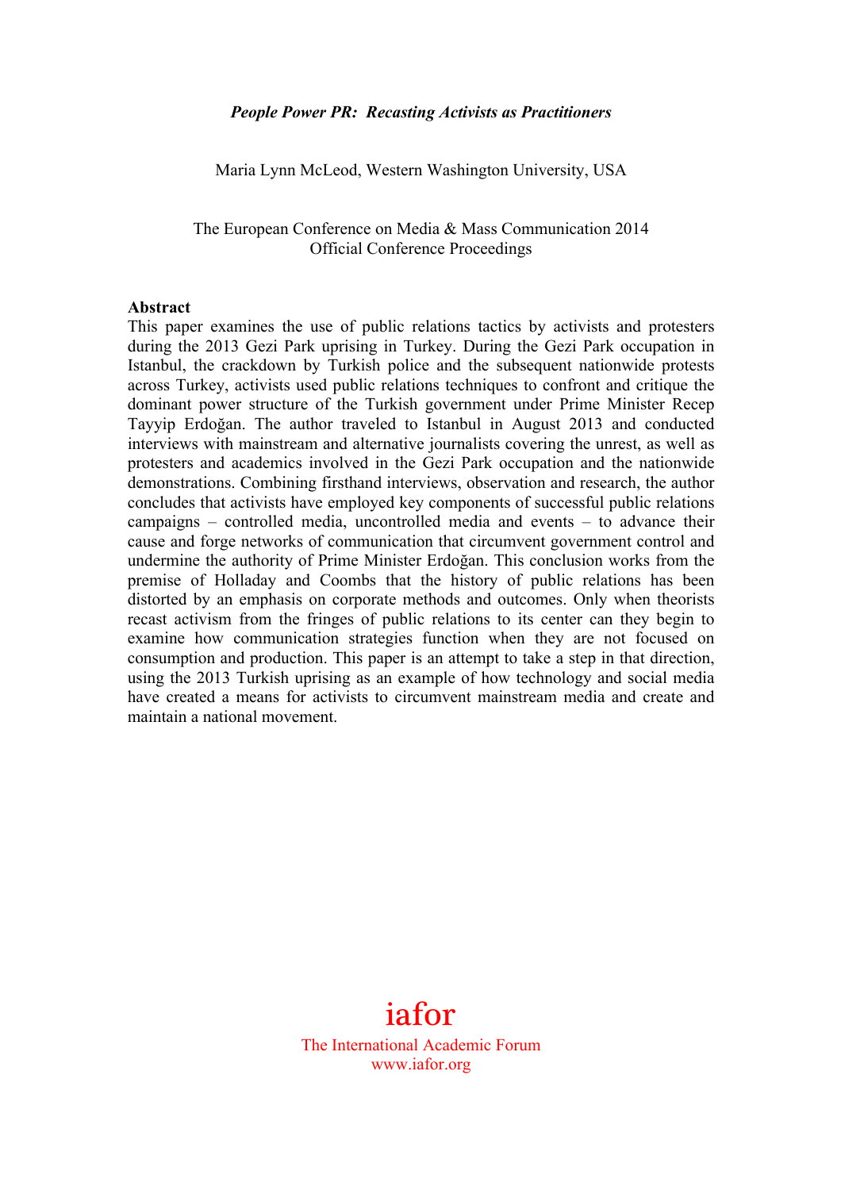***People Power PR: Recasting Activists as Practitioners***

Maria Lynn McLeod, Western Washington University, USA

The European Conference on Media & Mass Communication 2014
Official Conference Proceedings

**Abstract**

This paper examines the use of public relations tactics by activists and protesters during the 2013 Gezi Park uprising in Turkey. During the Gezi Park occupation in Istanbul, the crackdown by Turkish police and the subsequent nationwide protests across Turkey, activists used public relations techniques to confront and critique the dominant power structure of the Turkish government under Prime Minister Recep Tayyip Erdoğan. The author traveled to Istanbul in August 2013 and conducted interviews with mainstream and alternative journalists covering the unrest, as well as protesters and academics involved in the Gezi Park occupation and the nationwide demonstrations. Combining firsthand interviews, observation and research, the author concludes that activists have employed key components of successful public relations campaigns – controlled media, uncontrolled media and events – to advance their cause and forge networks of communication that circumvent government control and undermine the authority of Prime Minister Erdoğan. This conclusion works from the premise of Holladay and Coombs that the history of public relations has been distorted by an emphasis on corporate methods and outcomes. Only when theorists recast activism from the fringes of public relations to its center can they begin to examine how communication strategies function when they are not focused on consumption and production. This paper is an attempt to take a step in that direction, using the 2013 Turkish uprising as an example of how technology and social media have created a means for activists to circumvent mainstream media and create and maintain a national movement.

iafor
The International Academic Forum
www.iafor.org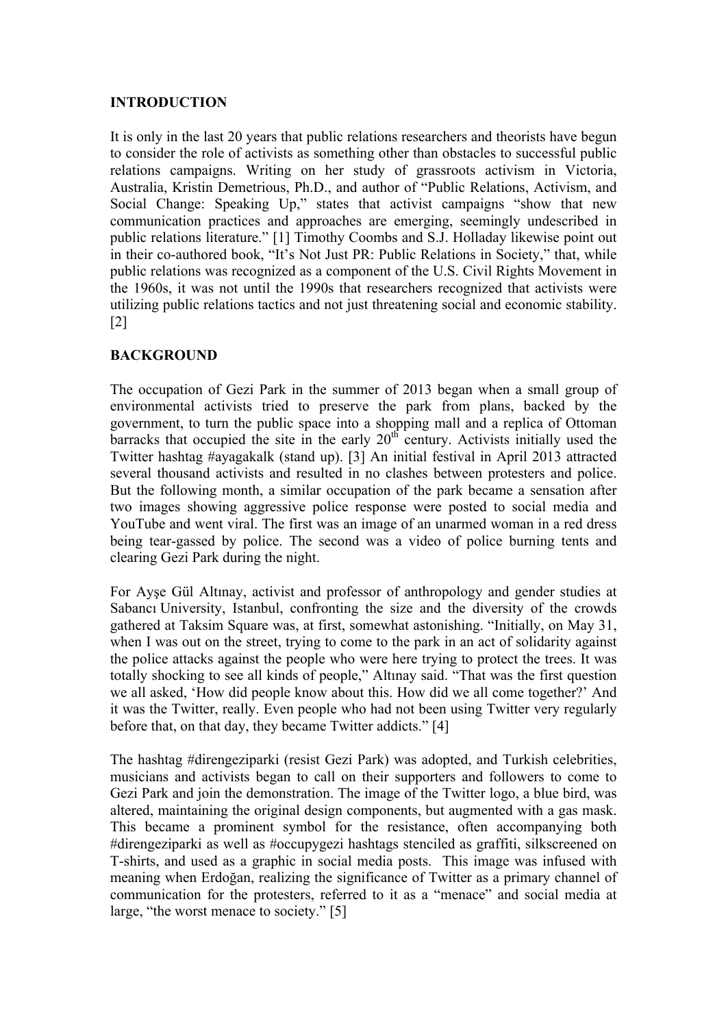## INTRODUCTION

It is only in the last 20 years that public relations researchers and theorists have begun to consider the role of activists as something other than obstacles to successful public relations campaigns. Writing on her study of grassroots activism in Victoria, Australia, Kristin Demetrious, Ph.D., and author of "Public Relations, Activism, and Social Change: Speaking Up," states that activist campaigns "show that new communication practices and approaches are emerging, seemingly undescribed in public relations literature." [1] Timothy Coombs and S.J. Holladay likewise point out in their co-authored book, "It's Not Just PR: Public Relations in Society," that, while public relations was recognized as a component of the U.S. Civil Rights Movement in the 1960s, it was not until the 1990s that researchers recognized that activists were utilizing public relations tactics and not just threatening social and economic stability. [2]

## BACKGROUND

The occupation of Gezi Park in the summer of 2013 began when a small group of environmental activists tried to preserve the park from plans, backed by the government, to turn the public space into a shopping mall and a replica of Ottoman barracks that occupied the site in the early 20th century. Activists initially used the Twitter hashtag #ayagakalk (stand up). [3] An initial festival in April 2013 attracted several thousand activists and resulted in no clashes between protesters and police. But the following month, a similar occupation of the park became a sensation after two images showing aggressive police response were posted to social media and YouTube and went viral. The first was an image of an unarmed woman in a red dress being tear-gassed by police. The second was a video of police burning tents and clearing Gezi Park during the night.

For Ayşe Gül Altınay, activist and professor of anthropology and gender studies at Sabancı University, Istanbul, confronting the size and the diversity of the crowds gathered at Taksim Square was, at first, somewhat astonishing. "Initially, on May 31, when I was out on the street, trying to come to the park in an act of solidarity against the police attacks against the people who were here trying to protect the trees. It was totally shocking to see all kinds of people," Altınay said. "That was the first question we all asked, 'How did people know about this. How did we all come together?' And it was the Twitter, really. Even people who had not been using Twitter very regularly before that, on that day, they became Twitter addicts." [4]

The hashtag #direngeziparki (resist Gezi Park) was adopted, and Turkish celebrities, musicians and activists began to call on their supporters and followers to come to Gezi Park and join the demonstration. The image of the Twitter logo, a blue bird, was altered, maintaining the original design components, but augmented with a gas mask. This became a prominent symbol for the resistance, often accompanying both #direngeziparki as well as #occupygezi hashtags stenciled as graffiti, silkscreened on T-shirts, and used as a graphic in social media posts. This image was infused with meaning when Erdoğan, realizing the significance of Twitter as a primary channel of communication for the protesters, referred to it as a "menace" and social media at large, "the worst menace to society." [5]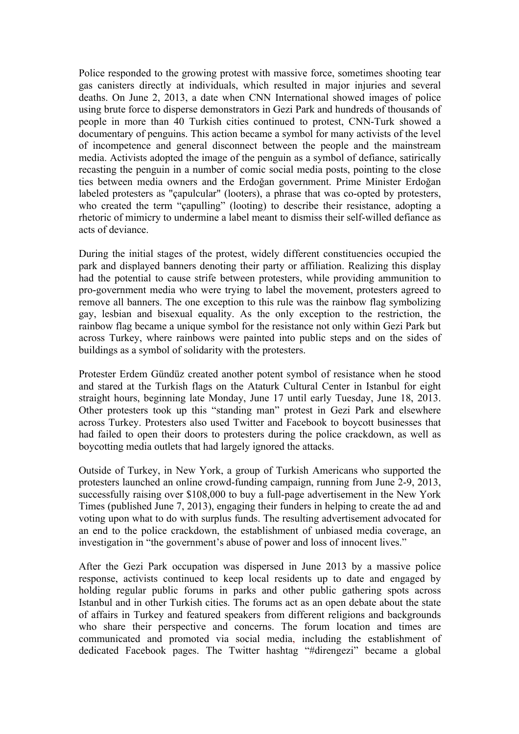Police responded to the growing protest with massive force, sometimes shooting tear gas canisters directly at individuals, which resulted in major injuries and several deaths. On June 2, 2013, a date when CNN International showed images of police using brute force to disperse demonstrators in Gezi Park and hundreds of thousands of people in more than 40 Turkish cities continued to protest, CNN-Turk showed a documentary of penguins. This action became a symbol for many activists of the level of incompetence and general disconnect between the people and the mainstream media. Activists adopted the image of the penguin as a symbol of defiance, satirically recasting the penguin in a number of comic social media posts, pointing to the close ties between media owners and the Erdoğan government. Prime Minister Erdoğan labeled protesters as "çapulcular" (looters), a phrase that was co-opted by protesters, who created the term "çapulling" (looting) to describe their resistance, adopting a rhetoric of mimicry to undermine a label meant to dismiss their self-willed defiance as acts of deviance.

During the initial stages of the protest, widely different constituencies occupied the park and displayed banners denoting their party or affiliation. Realizing this display had the potential to cause strife between protesters, while providing ammunition to pro-government media who were trying to label the movement, protesters agreed to remove all banners. The one exception to this rule was the rainbow flag symbolizing gay, lesbian and bisexual equality. As the only exception to the restriction, the rainbow flag became a unique symbol for the resistance not only within Gezi Park but across Turkey, where rainbows were painted into public steps and on the sides of buildings as a symbol of solidarity with the protesters.

Protester Erdem Gündüz created another potent symbol of resistance when he stood and stared at the Turkish flags on the Ataturk Cultural Center in Istanbul for eight straight hours, beginning late Monday, June 17 until early Tuesday, June 18, 2013. Other protesters took up this "standing man" protest in Gezi Park and elsewhere across Turkey. Protesters also used Twitter and Facebook to boycott businesses that had failed to open their doors to protesters during the police crackdown, as well as boycotting media outlets that had largely ignored the attacks.

Outside of Turkey, in New York, a group of Turkish Americans who supported the protesters launched an online crowd-funding campaign, running from June 2-9, 2013, successfully raising over $108,000 to buy a full-page advertisement in the New York Times (published June 7, 2013), engaging their funders in helping to create the ad and voting upon what to do with surplus funds. The resulting advertisement advocated for an end to the police crackdown, the establishment of unbiased media coverage, an investigation in "the government's abuse of power and loss of innocent lives."

After the Gezi Park occupation was dispersed in June 2013 by a massive police response, activists continued to keep local residents up to date and engaged by holding regular public forums in parks and other public gathering spots across Istanbul and in other Turkish cities. The forums act as an open debate about the state of affairs in Turkey and featured speakers from different religions and backgrounds who share their perspective and concerns. The forum location and times are communicated and promoted via social media, including the establishment of dedicated Facebook pages. The Twitter hashtag "#direngezi" became a global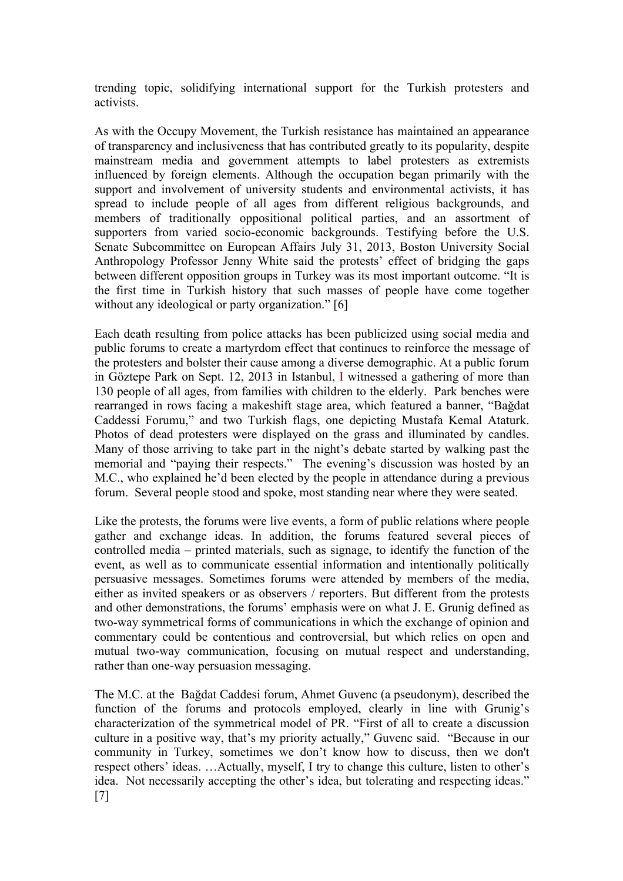trending topic, solidifying international support for the Turkish protesters and activists.

As with the Occupy Movement, the Turkish resistance has maintained an appearance of transparency and inclusiveness that has contributed greatly to its popularity, despite mainstream media and government attempts to label protesters as extremists influenced by foreign elements. Although the occupation began primarily with the support and involvement of university students and environmental activists, it has spread to include people of all ages from different religious backgrounds, and members of traditionally oppositional political parties, and an assortment of supporters from varied socio-economic backgrounds. Testifying before the U.S. Senate Subcommittee on European Affairs July 31, 2013, Boston University Social Anthropology Professor Jenny White said the protests' effect of bridging the gaps between different opposition groups in Turkey was its most important outcome. "It is the first time in Turkish history that such masses of people have come together without any ideological or party organization." [6]

Each death resulting from police attacks has been publicized using social media and public forums to create a martyrdom effect that continues to reinforce the message of the protesters and bolster their cause among a diverse demographic. At a public forum in Göztepe Park on Sept. 12, 2013 in Istanbul, I witnessed a gathering of more than 130 people of all ages, from families with children to the elderly. Park benches were rearranged in rows facing a makeshift stage area, which featured a banner, "Bağdat Caddessi Forumu," and two Turkish flags, one depicting Mustafa Kemal Ataturk. Photos of dead protesters were displayed on the grass and illuminated by candles. Many of those arriving to take part in the night's debate started by walking past the memorial and "paying their respects." The evening's discussion was hosted by an M.C., who explained he'd been elected by the people in attendance during a previous forum. Several people stood and spoke, most standing near where they were seated.

Like the protests, the forums were live events, a form of public relations where people gather and exchange ideas. In addition, the forums featured several pieces of controlled media – printed materials, such as signage, to identify the function of the event, as well as to communicate essential information and intentionally politically persuasive messages. Sometimes forums were attended by members of the media, either as invited speakers or as observers / reporters. But different from the protests and other demonstrations, the forums' emphasis were on what J. E. Grunig defined as two-way symmetrical forms of communications in which the exchange of opinion and commentary could be contentious and controversial, but which relies on open and mutual two-way communication, focusing on mutual respect and understanding, rather than one-way persuasion messaging.

The M.C. at the Bağdat Caddesi forum, Ahmet Guvenc (a pseudonym), described the function of the forums and protocols employed, clearly in line with Grunig's characterization of the symmetrical model of PR. "First of all to create a discussion culture in a positive way, that's my priority actually," Guvenc said. "Because in our community in Turkey, sometimes we don't know how to discuss, then we don't respect others' ideas. …Actually, myself, I try to change this culture, listen to other's idea. Not necessarily accepting the other's idea, but tolerating and respecting ideas." [7]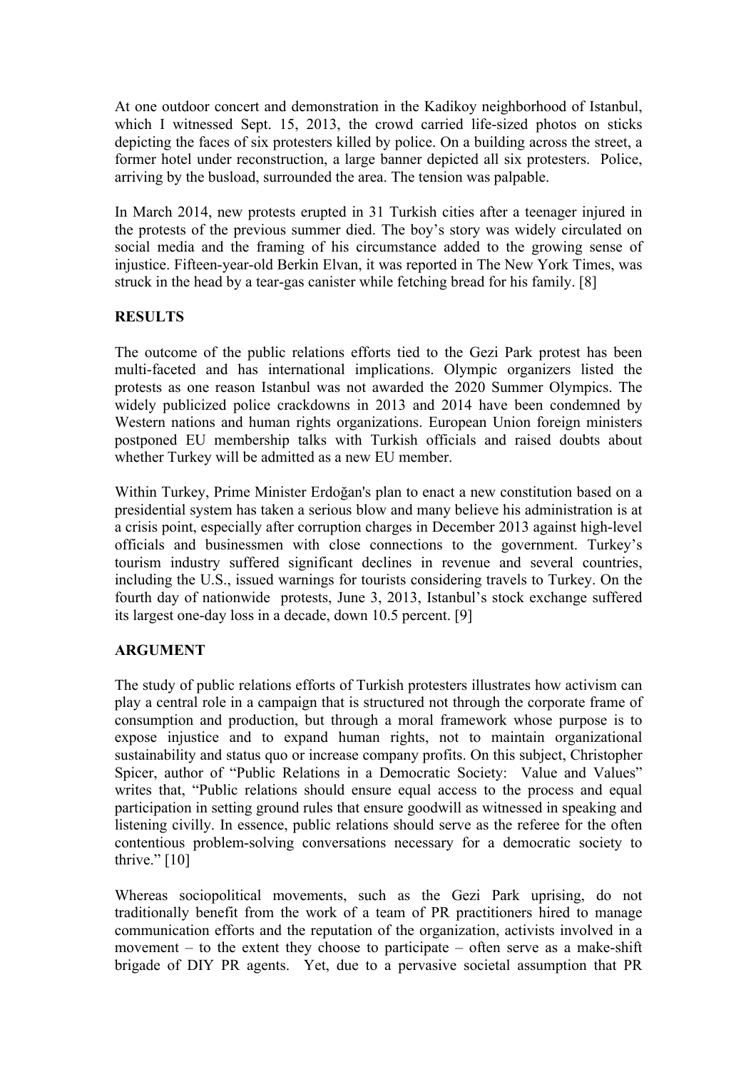At one outdoor concert and demonstration in the Kadikoy neighborhood of Istanbul, which I witnessed Sept. 15, 2013, the crowd carried life-sized photos on sticks depicting the faces of six protesters killed by police. On a building across the street, a former hotel under reconstruction, a large banner depicted all six protesters. Police, arriving by the busload, surrounded the area. The tension was palpable.

In March 2014, new protests erupted in 31 Turkish cities after a teenager injured in the protests of the previous summer died. The boy's story was widely circulated on social media and the framing of his circumstance added to the growing sense of injustice. Fifteen-year-old Berkin Elvan, it was reported in The New York Times, was struck in the head by a tear-gas canister while fetching bread for his family. [8]

**RESULTS**

The outcome of the public relations efforts tied to the Gezi Park protest has been multi-faceted and has international implications. Olympic organizers listed the protests as one reason Istanbul was not awarded the 2020 Summer Olympics. The widely publicized police crackdowns in 2013 and 2014 have been condemned by Western nations and human rights organizations. European Union foreign ministers postponed EU membership talks with Turkish officials and raised doubts about whether Turkey will be admitted as a new EU member.

Within Turkey, Prime Minister Erdoğan's plan to enact a new constitution based on a presidential system has taken a serious blow and many believe his administration is at a crisis point, especially after corruption charges in December 2013 against high-level officials and businessmen with close connections to the government. Turkey's tourism industry suffered significant declines in revenue and several countries, including the U.S., issued warnings for tourists considering travels to Turkey. On the fourth day of nationwide protests, June 3, 2013, Istanbul's stock exchange suffered its largest one-day loss in a decade, down 10.5 percent. [9]

**ARGUMENT**

The study of public relations efforts of Turkish protesters illustrates how activism can play a central role in a campaign that is structured not through the corporate frame of consumption and production, but through a moral framework whose purpose is to expose injustice and to expand human rights, not to maintain organizational sustainability and status quo or increase company profits. On this subject, Christopher Spicer, author of "Public Relations in a Democratic Society: Value and Values" writes that, "Public relations should ensure equal access to the process and equal participation in setting ground rules that ensure goodwill as witnessed in speaking and listening civilly. In essence, public relations should serve as the referee for the often contentious problem-solving conversations necessary for a democratic society to thrive." [10]

Whereas sociopolitical movements, such as the Gezi Park uprising, do not traditionally benefit from the work of a team of PR practitioners hired to manage communication efforts and the reputation of the organization, activists involved in a movement – to the extent they choose to participate – often serve as a make-shift brigade of DIY PR agents. Yet, due to a pervasive societal assumption that PR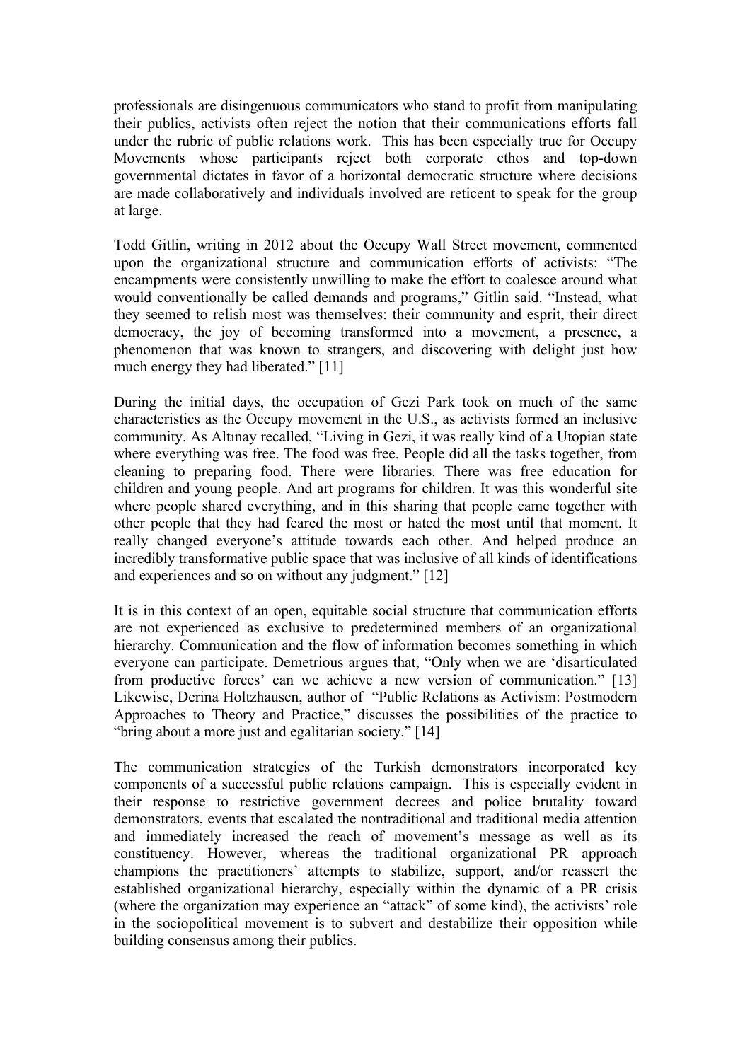professionals are disingenuous communicators who stand to profit from manipulating their publics, activists often reject the notion that their communications efforts fall under the rubric of public relations work. This has been especially true for Occupy Movements whose participants reject both corporate ethos and top-down governmental dictates in favor of a horizontal democratic structure where decisions are made collaboratively and individuals involved are reticent to speak for the group at large.

Todd Gitlin, writing in 2012 about the Occupy Wall Street movement, commented upon the organizational structure and communication efforts of activists: "The encampments were consistently unwilling to make the effort to coalesce around what would conventionally be called demands and programs," Gitlin said. "Instead, what they seemed to relish most was themselves: their community and esprit, their direct democracy, the joy of becoming transformed into a movement, a presence, a phenomenon that was known to strangers, and discovering with delight just how much energy they had liberated." [11]

During the initial days, the occupation of Gezi Park took on much of the same characteristics as the Occupy movement in the U.S., as activists formed an inclusive community. As Altınay recalled, "Living in Gezi, it was really kind of a Utopian state where everything was free. The food was free. People did all the tasks together, from cleaning to preparing food. There were libraries. There was free education for children and young people. And art programs for children. It was this wonderful site where people shared everything, and in this sharing that people came together with other people that they had feared the most or hated the most until that moment. It really changed everyone's attitude towards each other. And helped produce an incredibly transformative public space that was inclusive of all kinds of identifications and experiences and so on without any judgment." [12]

It is in this context of an open, equitable social structure that communication efforts are not experienced as exclusive to predetermined members of an organizational hierarchy. Communication and the flow of information becomes something in which everyone can participate. Demetrious argues that, "Only when we are 'disarticulated from productive forces' can we achieve a new version of communication." [13] Likewise, Derina Holtzhausen, author of "Public Relations as Activism: Postmodern Approaches to Theory and Practice," discusses the possibilities of the practice to "bring about a more just and egalitarian society." [14]

The communication strategies of the Turkish demonstrators incorporated key components of a successful public relations campaign. This is especially evident in their response to restrictive government decrees and police brutality toward demonstrators, events that escalated the nontraditional and traditional media attention and immediately increased the reach of movement's message as well as its constituency. However, whereas the traditional organizational PR approach champions the practitioners' attempts to stabilize, support, and/or reassert the established organizational hierarchy, especially within the dynamic of a PR crisis (where the organization may experience an "attack" of some kind), the activists' role in the sociopolitical movement is to subvert and destabilize their opposition while building consensus among their publics.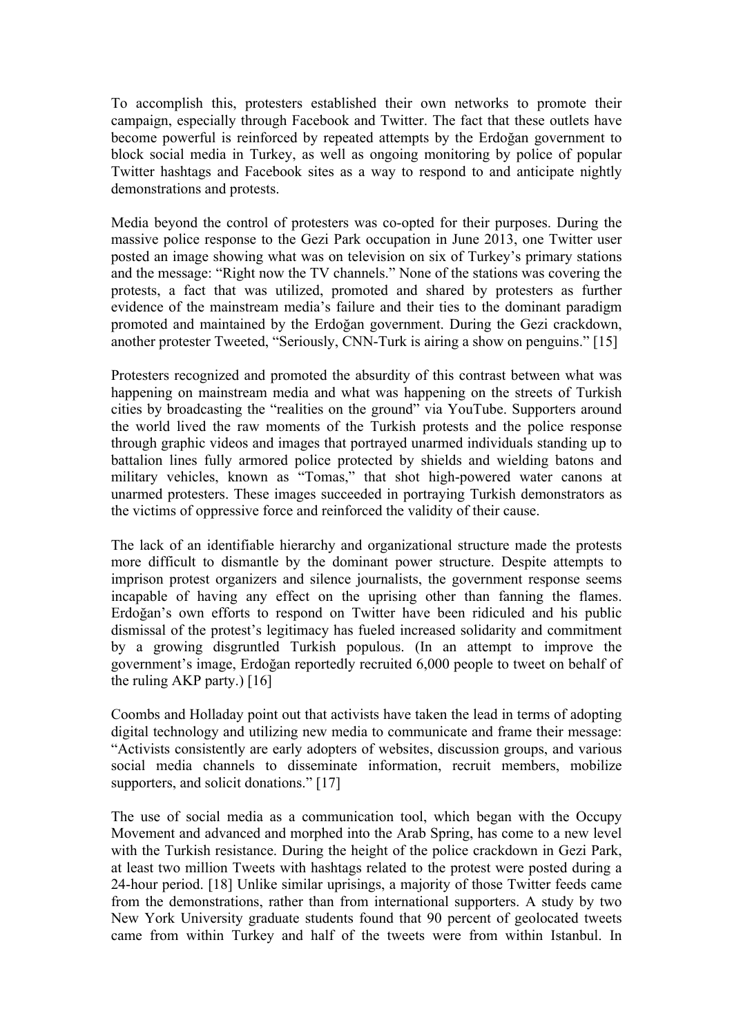To accomplish this, protesters established their own networks to promote their campaign, especially through Facebook and Twitter. The fact that these outlets have become powerful is reinforced by repeated attempts by the Erdoğan government to block social media in Turkey, as well as ongoing monitoring by police of popular Twitter hashtags and Facebook sites as a way to respond to and anticipate nightly demonstrations and protests.

Media beyond the control of protesters was co-opted for their purposes. During the massive police response to the Gezi Park occupation in June 2013, one Twitter user posted an image showing what was on television on six of Turkey's primary stations and the message: "Right now the TV channels." None of the stations was covering the protests, a fact that was utilized, promoted and shared by protesters as further evidence of the mainstream media's failure and their ties to the dominant paradigm promoted and maintained by the Erdoğan government. During the Gezi crackdown, another protester Tweeted, "Seriously, CNN-Turk is airing a show on penguins." [15]

Protesters recognized and promoted the absurdity of this contrast between what was happening on mainstream media and what was happening on the streets of Turkish cities by broadcasting the "realities on the ground" via YouTube. Supporters around the world lived the raw moments of the Turkish protests and the police response through graphic videos and images that portrayed unarmed individuals standing up to battalion lines fully armored police protected by shields and wielding batons and military vehicles, known as "Tomas," that shot high-powered water canons at unarmed protesters. These images succeeded in portraying Turkish demonstrators as the victims of oppressive force and reinforced the validity of their cause.

The lack of an identifiable hierarchy and organizational structure made the protests more difficult to dismantle by the dominant power structure. Despite attempts to imprison protest organizers and silence journalists, the government response seems incapable of having any effect on the uprising other than fanning the flames. Erdoğan's own efforts to respond on Twitter have been ridiculed and his public dismissal of the protest's legitimacy has fueled increased solidarity and commitment by a growing disgruntled Turkish populous. (In an attempt to improve the government's image, Erdoğan reportedly recruited 6,000 people to tweet on behalf of the ruling AKP party.) [16]

Coombs and Holladay point out that activists have taken the lead in terms of adopting digital technology and utilizing new media to communicate and frame their message: "Activists consistently are early adopters of websites, discussion groups, and various social media channels to disseminate information, recruit members, mobilize supporters, and solicit donations." [17]

The use of social media as a communication tool, which began with the Occupy Movement and advanced and morphed into the Arab Spring, has come to a new level with the Turkish resistance. During the height of the police crackdown in Gezi Park, at least two million Tweets with hashtags related to the protest were posted during a 24-hour period. [18] Unlike similar uprisings, a majority of those Twitter feeds came from the demonstrations, rather than from international supporters. A study by two New York University graduate students found that 90 percent of geolocated tweets came from within Turkey and half of the tweets were from within Istanbul. In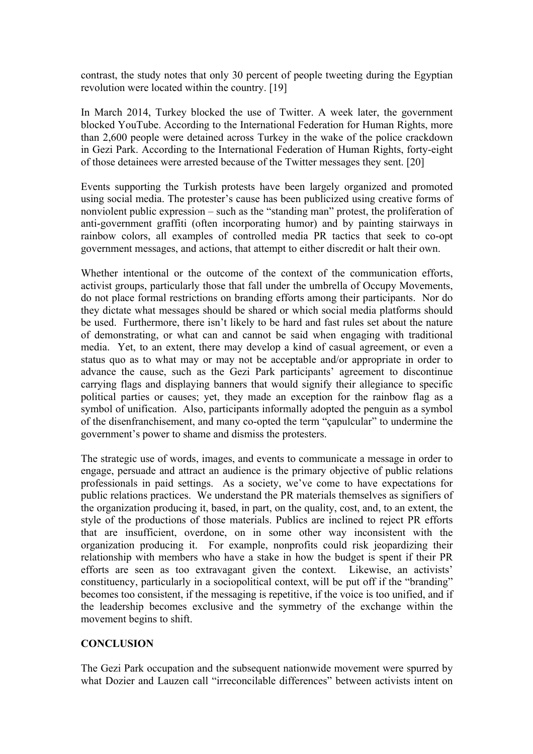contrast, the study notes that only 30 percent of people tweeting during the Egyptian revolution were located within the country. [19]

In March 2014, Turkey blocked the use of Twitter. A week later, the government blocked YouTube. According to the International Federation for Human Rights, more than 2,600 people were detained across Turkey in the wake of the police crackdown in Gezi Park. According to the International Federation of Human Rights, forty-eight of those detainees were arrested because of the Twitter messages they sent. [20]

Events supporting the Turkish protests have been largely organized and promoted using social media. The protester's cause has been publicized using creative forms of nonviolent public expression – such as the "standing man" protest, the proliferation of anti-government graffiti (often incorporating humor) and by painting stairways in rainbow colors, all examples of controlled media PR tactics that seek to co-opt government messages, and actions, that attempt to either discredit or halt their own.

Whether intentional or the outcome of the context of the communication efforts, activist groups, particularly those that fall under the umbrella of Occupy Movements, do not place formal restrictions on branding efforts among their participants. Nor do they dictate what messages should be shared or which social media platforms should be used. Furthermore, there isn't likely to be hard and fast rules set about the nature of demonstrating, or what can and cannot be said when engaging with traditional media. Yet, to an extent, there may develop a kind of casual agreement, or even a status quo as to what may or may not be acceptable and/or appropriate in order to advance the cause, such as the Gezi Park participants' agreement to discontinue carrying flags and displaying banners that would signify their allegiance to specific political parties or causes; yet, they made an exception for the rainbow flag as a symbol of unification. Also, participants informally adopted the penguin as a symbol of the disenfranchisement, and many co-opted the term "çapulcular" to undermine the government's power to shame and dismiss the protesters.

The strategic use of words, images, and events to communicate a message in order to engage, persuade and attract an audience is the primary objective of public relations professionals in paid settings. As a society, we've come to have expectations for public relations practices. We understand the PR materials themselves as signifiers of the organization producing it, based, in part, on the quality, cost, and, to an extent, the style of the productions of those materials. Publics are inclined to reject PR efforts that are insufficient, overdone, on in some other way inconsistent with the organization producing it. For example, nonprofits could risk jeopardizing their relationship with members who have a stake in how the budget is spent if their PR efforts are seen as too extravagant given the context. Likewise, an activists' constituency, particularly in a sociopolitical context, will be put off if the "branding" becomes too consistent, if the messaging is repetitive, if the voice is too unified, and if the leadership becomes exclusive and the symmetry of the exchange within the movement begins to shift.

## CONCLUSION

The Gezi Park occupation and the subsequent nationwide movement were spurred by what Dozier and Lauzen call "irreconcilable differences" between activists intent on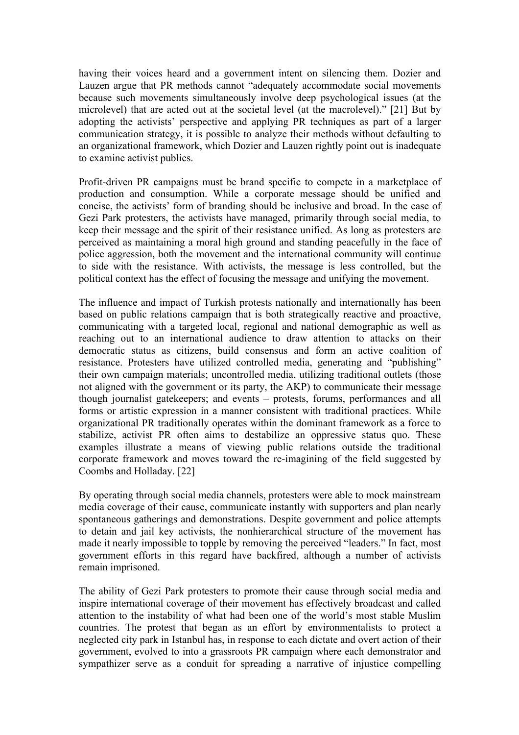having their voices heard and a government intent on silencing them. Dozier and Lauzen argue that PR methods cannot "adequately accommodate social movements because such movements simultaneously involve deep psychological issues (at the microlevel) that are acted out at the societal level (at the macrolevel)." [21] But by adopting the activists' perspective and applying PR techniques as part of a larger communication strategy, it is possible to analyze their methods without defaulting to an organizational framework, which Dozier and Lauzen rightly point out is inadequate to examine activist publics.

Profit-driven PR campaigns must be brand specific to compete in a marketplace of production and consumption. While a corporate message should be unified and concise, the activists' form of branding should be inclusive and broad. In the case of Gezi Park protesters, the activists have managed, primarily through social media, to keep their message and the spirit of their resistance unified. As long as protesters are perceived as maintaining a moral high ground and standing peacefully in the face of police aggression, both the movement and the international community will continue to side with the resistance. With activists, the message is less controlled, but the political context has the effect of focusing the message and unifying the movement.

The influence and impact of Turkish protests nationally and internationally has been based on public relations campaign that is both strategically reactive and proactive, communicating with a targeted local, regional and national demographic as well as reaching out to an international audience to draw attention to attacks on their democratic status as citizens, build consensus and form an active coalition of resistance. Protesters have utilized controlled media, generating and "publishing" their own campaign materials; uncontrolled media, utilizing traditional outlets (those not aligned with the government or its party, the AKP) to communicate their message though journalist gatekeepers; and events – protests, forums, performances and all forms or artistic expression in a manner consistent with traditional practices. While organizational PR traditionally operates within the dominant framework as a force to stabilize, activist PR often aims to destabilize an oppressive status quo. These examples illustrate a means of viewing public relations outside the traditional corporate framework and moves toward the re-imagining of the field suggested by Coombs and Holladay. [22]

By operating through social media channels, protesters were able to mock mainstream media coverage of their cause, communicate instantly with supporters and plan nearly spontaneous gatherings and demonstrations. Despite government and police attempts to detain and jail key activists, the nonhierarchical structure of the movement has made it nearly impossible to topple by removing the perceived "leaders." In fact, most government efforts in this regard have backfired, although a number of activists remain imprisoned.

The ability of Gezi Park protesters to promote their cause through social media and inspire international coverage of their movement has effectively broadcast and called attention to the instability of what had been one of the world's most stable Muslim countries. The protest that began as an effort by environmentalists to protect a neglected city park in Istanbul has, in response to each dictate and overt action of their government, evolved to into a grassroots PR campaign where each demonstrator and sympathizer serve as a conduit for spreading a narrative of injustice compelling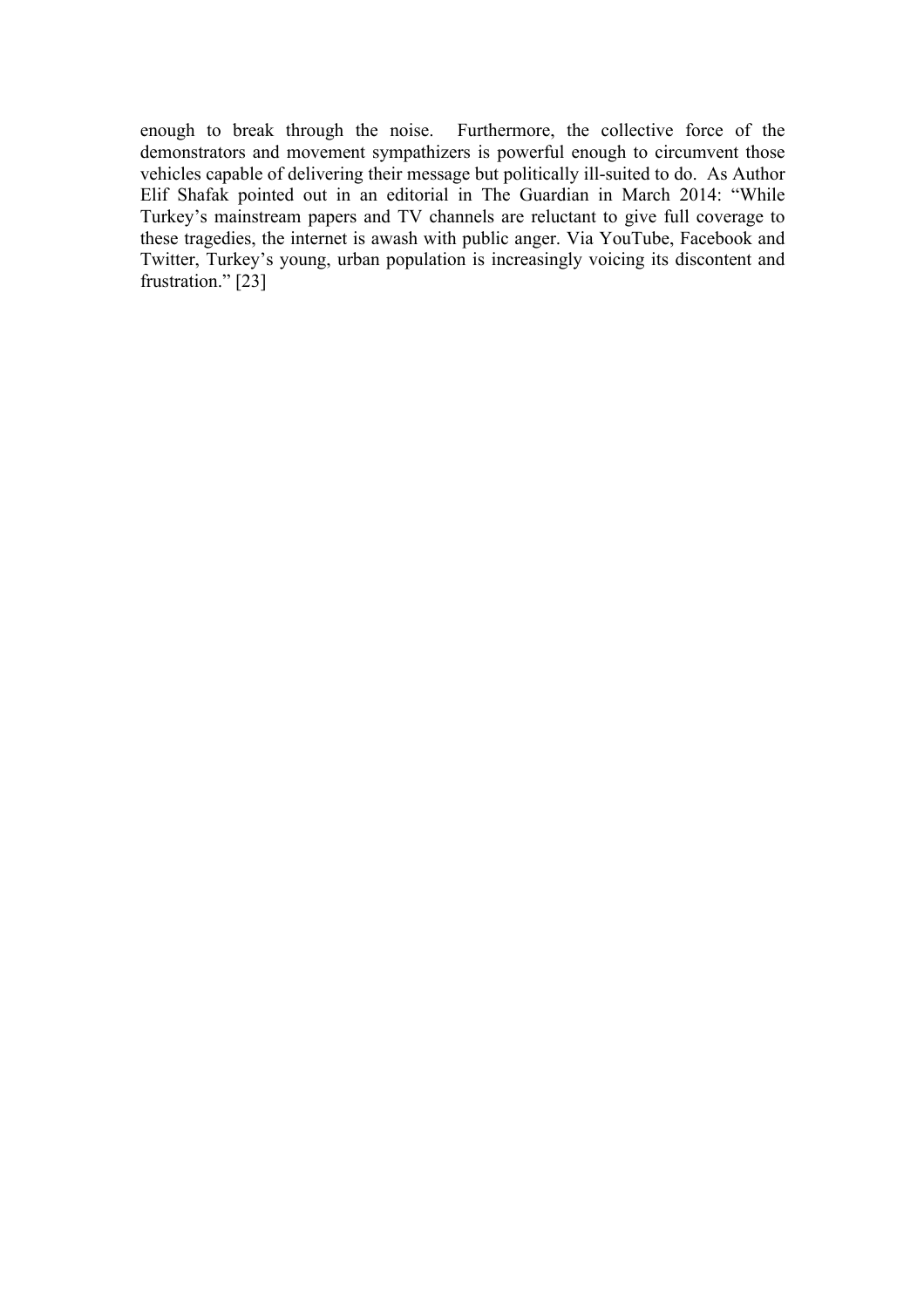enough to break through the noise. Furthermore, the collective force of the demonstrators and movement sympathizers is powerful enough to circumvent those vehicles capable of delivering their message but politically ill-suited to do. As Author Elif Shafak pointed out in an editorial in The Guardian in March 2014: "While Turkey's mainstream papers and TV channels are reluctant to give full coverage to these tragedies, the internet is awash with public anger. Via YouTube, Facebook and Twitter, Turkey's young, urban population is increasingly voicing its discontent and frustration." [23]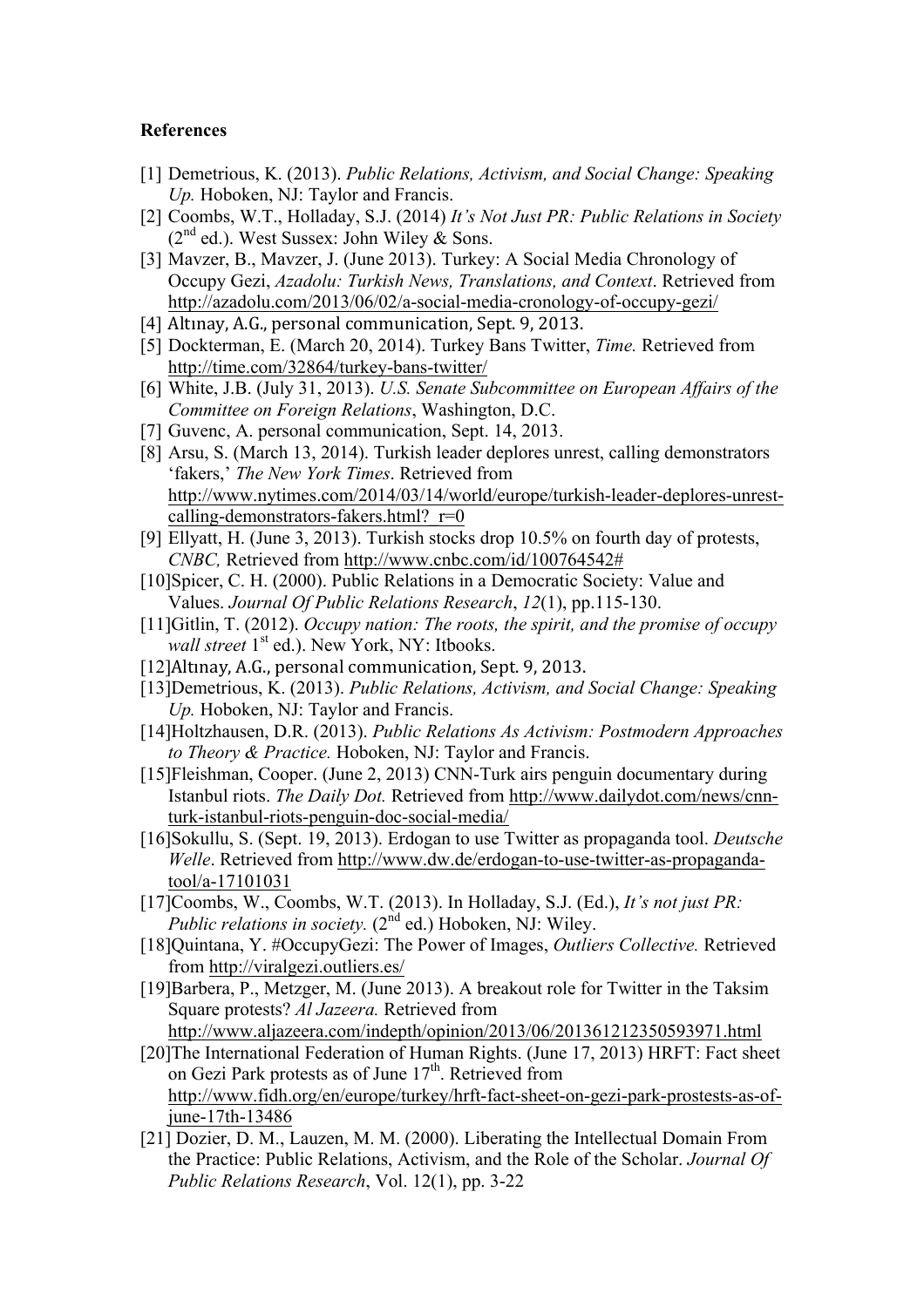**References**

[1] Demetrious, K. (2013). *Public Relations, Activism, and Social Change: Speaking Up.* Hoboken, NJ: Taylor and Francis.

[2] Coombs, W.T., Holladay, S.J. (2014) *It's Not Just PR: Public Relations in Society* (2nd ed.). West Sussex: John Wiley & Sons.

[3] Mavzer, B., Mavzer, J. (June 2013). Turkey: A Social Media Chronology of Occupy Gezi, *Azadolu: Turkish News, Translations, and Context*. Retrieved from http://azadolu.com/2013/06/02/a-social-media-cronology-of-occupy-gezi/

[4] Altınay, A.G., personal communication, Sept. 9, 2013.

[5] Dockterman, E. (March 20, 2014). Turkey Bans Twitter, *Time.* Retrieved from http://time.com/32864/turkey-bans-twitter/

[6] White, J.B. (July 31, 2013). *U.S. Senate Subcommittee on European Affairs of the Committee on Foreign Relations*, Washington, D.C.

[7] Guvenc, A. personal communication, Sept. 14, 2013.

[8] Arsu, S. (March 13, 2014). Turkish leader deplores unrest, calling demonstrators 'fakers,' *The New York Times*. Retrieved from http://www.nytimes.com/2014/03/14/world/europe/turkish-leader-deplores-unrest-calling-demonstrators-fakers.html?_r=0

[9] Ellyatt, H. (June 3, 2013). Turkish stocks drop 10.5% on fourth day of protests, *CNBC,* Retrieved from http://www.cnbc.com/id/100764542#

[10] Spicer, C. H. (2000). Public Relations in a Democratic Society: Value and Values. *Journal Of Public Relations Research*, *12*(1), pp.115-130.

[11] Gitlin, T. (2012). *Occupy nation: The roots, the spirit, and the promise of occupy wall street* 1st ed.). New York, NY: Itbooks.

[12] Altınay, A.G., personal communication, Sept. 9, 2013.

[13] Demetrious, K. (2013). *Public Relations, Activism, and Social Change: Speaking Up.* Hoboken, NJ: Taylor and Francis.

[14] Holtzhausen, D.R. (2013). *Public Relations As Activism: Postmodern Approaches to Theory & Practice.* Hoboken, NJ: Taylor and Francis.

[15] Fleishman, Cooper. (June 2, 2013) CNN-Turk airs penguin documentary during Istanbul riots. *The Daily Dot.* Retrieved from http://www.dailydot.com/news/cnn-turk-istanbul-riots-penguin-doc-social-media/

[16] Sokullu, S. (Sept. 19, 2013). Erdogan to use Twitter as propaganda tool. *Deutsche Welle*. Retrieved from http://www.dw.de/erdogan-to-use-twitter-as-propaganda-tool/a-17101031

[17] Coombs, W., Coombs, W.T. (2013). In Holladay, S.J. (Ed.), *It's not just PR: Public relations in society.* (2nd ed.) Hoboken, NJ: Wiley.

[18] Quintana, Y. #OccupyGezi: The Power of Images, *Outliers Collective.* Retrieved from http://viralgezi.outliers.es/

[19] Barbera, P., Metzger, M. (June 2013). A breakout role for Twitter in the Taksim Square protests? *Al Jazeera.* Retrieved from http://www.aljazeera.com/indepth/opinion/2013/06/201361212350593971.html

[20] The International Federation of Human Rights. (June 17, 2013) HRFT: Fact sheet on Gezi Park protests as of June 17th. Retrieved from http://www.fidh.org/en/europe/turkey/hrft-fact-sheet-on-gezi-park-prostests-as-of-june-17th-13486

[21] Dozier, D. M., Lauzen, M. M. (2000). Liberating the Intellectual Domain From the Practice: Public Relations, Activism, and the Role of the Scholar. *Journal Of Public Relations Research*, Vol. 12(1), pp. 3-22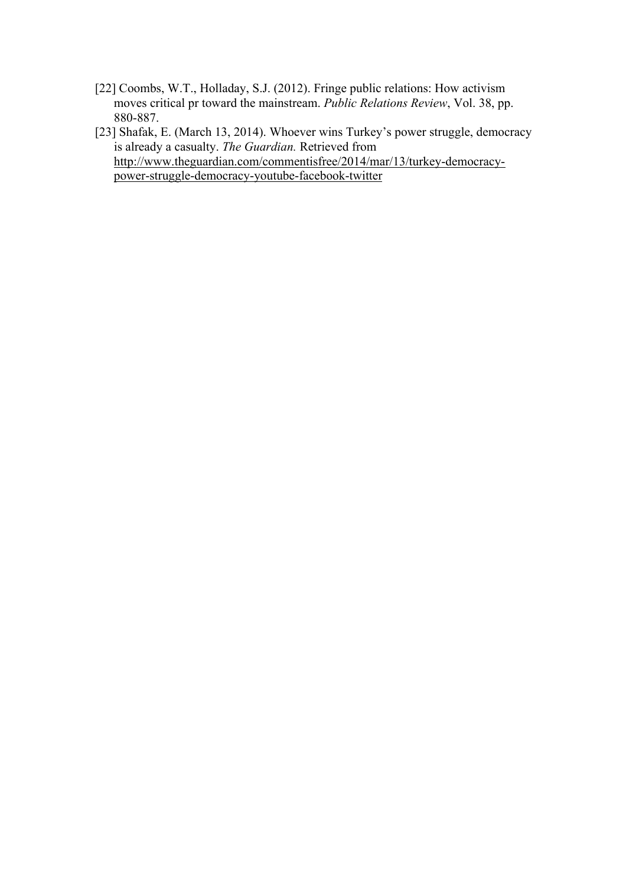[22] Coombs, W.T., Holladay, S.J. (2012). Fringe public relations: How activism moves critical pr toward the mainstream. *Public Relations Review*, Vol. 38, pp. 880-887.

[23] Shafak, E. (March 13, 2014). Whoever wins Turkey's power struggle, democracy is already a casualty. *The Guardian.* Retrieved from http://www.theguardian.com/commentisfree/2014/mar/13/turkey-democracy-power-struggle-democracy-youtube-facebook-twitter